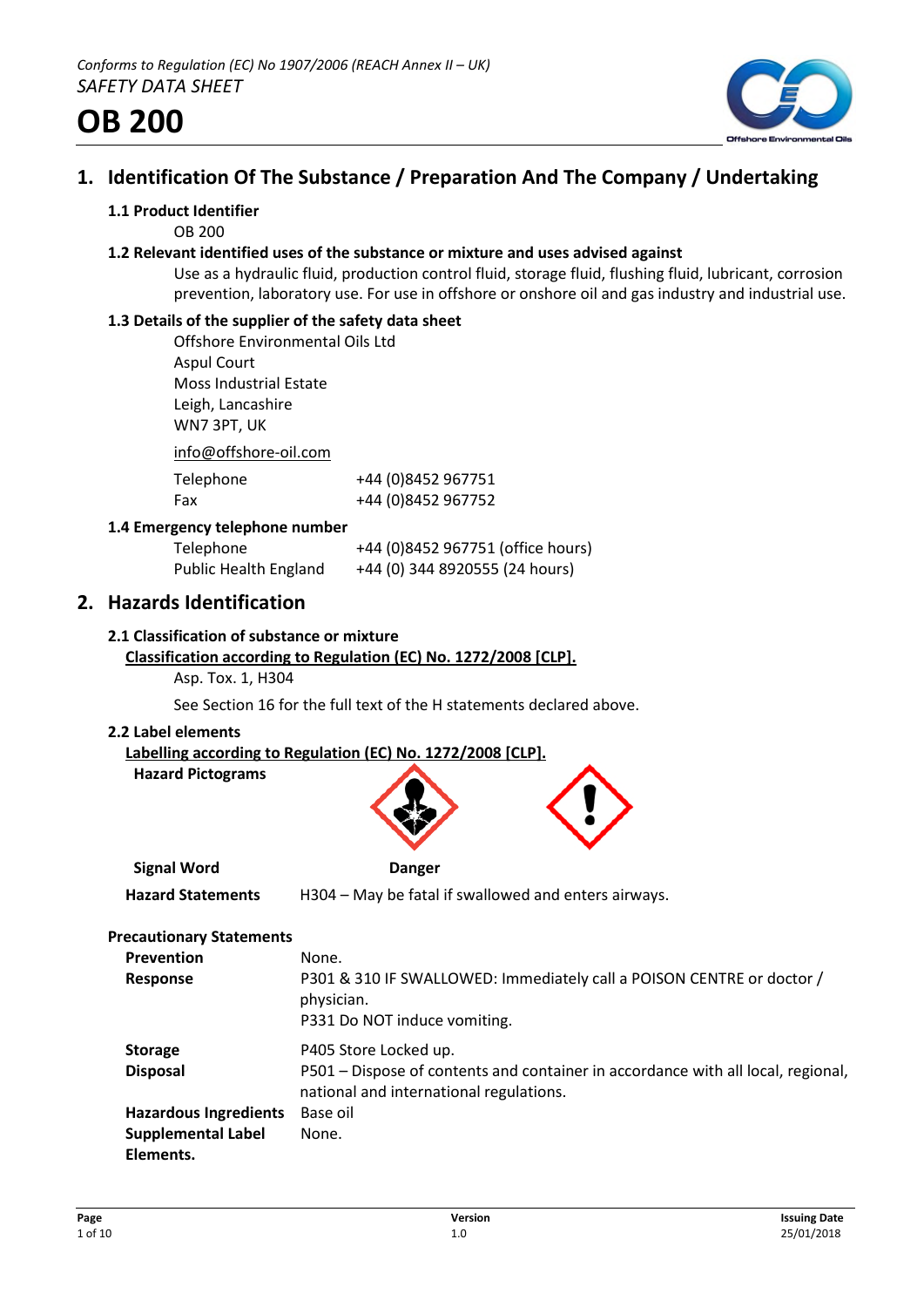*Conforms to Regulation (EC) No 1907/2006 (REACH Annex II – UK)*

*SAFETY DATA SHEET*

# OB 200

## 1. Identification Of The Substance / Preparation And The Company / Undertaking

### 1.1 Product Identifier

OB 200

### 1.2 Relevant identified uses of the substance or mixture and uses advised against

Use as a hydraulic fluid, production control fluid, storage fluid, flushing fluid, lubricant, corrosion prevention, laboratory use. For use in offshore or onshore oil and gas industry and industrial use.

### 1.3 Details of the supplier of the safety data sheet

Offshore Environmental Oils Ltd
Aspul Court
Moss Industrial Estate
Leigh, Lancashire
WN7 3PT, UK

info@offshore-oil.com

| | |
|---|---|
| Telephone | +44 (0)8452 967751 |
| Fax | +44 (0)8452 967752 |

### 1.4 Emergency telephone number

| | |
|---|---|
| Telephone | +44 (0)8452 967751 (office hours) |
| Public Health England | +44 (0) 344 8920555 (24 hours) |

## 2. Hazards Identification

### 2.1 Classification of substance or mixture

**Classification according to Regulation (EC) No. 1272/2008 [CLP].**

Asp. Tox. 1, H304

See Section 16 for the full text of the H statements declared above.

### 2.2 Label elements

**Labelling according to Regulation (EC) No. 1272/2008 [CLP].**

**Hazard Pictograms**

**Signal Word** Danger

**Hazard Statements** H304 – May be fatal if swallowed and enters airways.

**Precautionary Statements**

| | |
|---|---|
| **Prevention** | None. |
| **Response** | P301 & 310 IF SWALLOWED: Immediately call a POISON CENTRE or doctor / physician.<br>P331 Do NOT induce vomiting. |
| **Storage** | P405 Store Locked up. |
| **Disposal** | P501 – Dispose of contents and container in accordance with all local, regional, national and international regulations. |
| **Hazardous Ingredients** | Base oil |
| **Supplemental Label Elements.** | None. |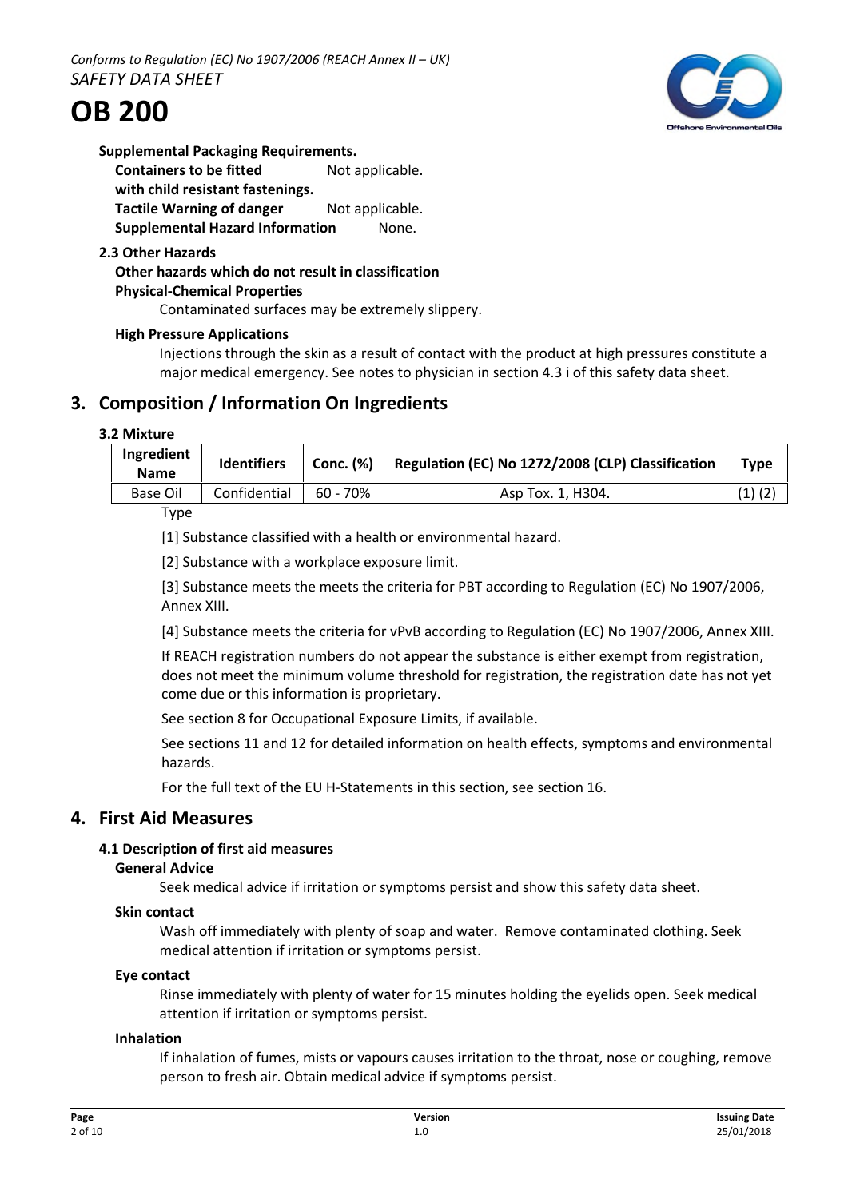**Supplemental Packaging Requirements.**

**Containers to be fitted with child resistant fastenings.** Not applicable.

**Tactile Warning of danger** Not applicable.

**Supplemental Hazard Information** None.

**2.3 Other Hazards**

**Other hazards which do not result in classification**

**Physical-Chemical Properties**

Contaminated surfaces may be extremely slippery.

**High Pressure Applications**

Injections through the skin as a result of contact with the product at high pressures constitute a major medical emergency. See notes to physician in section 4.3 i of this safety data sheet.

## 3. Composition / Information On Ingredients

**3.2 Mixture**

| Ingredient Name | Identifiers | Conc. (%) | Regulation (EC) No 1272/2008 (CLP) Classification | Type |
|---|---|---|---|---|
| Base Oil | Confidential | 60 - 70% | Asp Tox. 1, H304. | (1) (2) |

Type

[1] Substance classified with a health or environmental hazard.

[2] Substance with a workplace exposure limit.

[3] Substance meets the meets the criteria for PBT according to Regulation (EC) No 1907/2006, Annex XIII.

[4] Substance meets the criteria for vPvB according to Regulation (EC) No 1907/2006, Annex XIII.

If REACH registration numbers do not appear the substance is either exempt from registration, does not meet the minimum volume threshold for registration, the registration date has not yet come due or this information is proprietary.

See section 8 for Occupational Exposure Limits, if available.

See sections 11 and 12 for detailed information on health effects, symptoms and environmental hazards.

For the full text of the EU H-Statements in this section, see section 16.

## 4. First Aid Measures

**4.1 Description of first aid measures**

**General Advice**

Seek medical advice if irritation or symptoms persist and show this safety data sheet.

**Skin contact**

Wash off immediately with plenty of soap and water. Remove contaminated clothing. Seek medical attention if irritation or symptoms persist.

**Eye contact**

Rinse immediately with plenty of water for 15 minutes holding the eyelids open. Seek medical attention if irritation or symptoms persist.

**Inhalation**

If inhalation of fumes, mists or vapours causes irritation to the throat, nose or coughing, remove person to fresh air. Obtain medical advice if symptoms persist.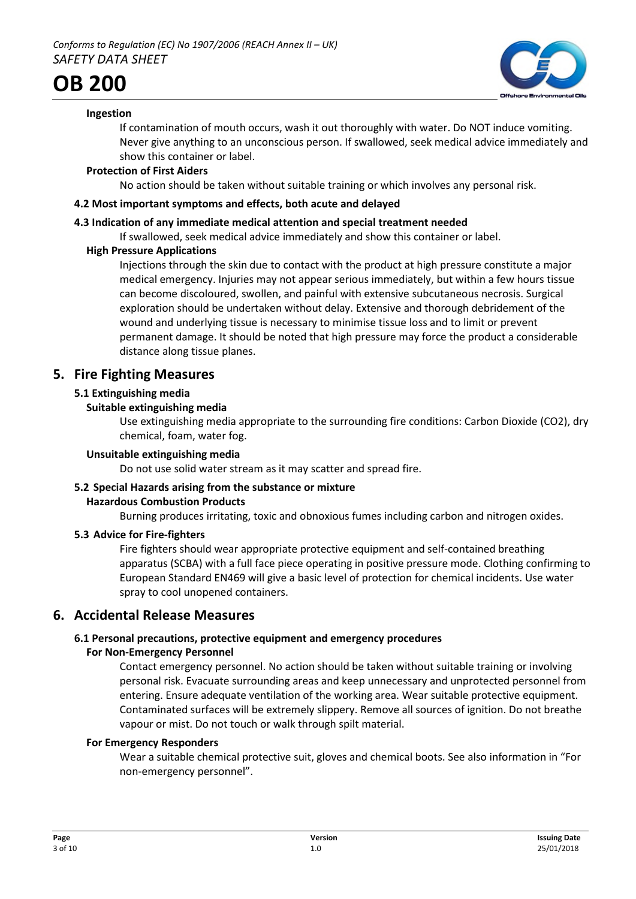**Ingestion**

If contamination of mouth occurs, wash it out thoroughly with water. Do NOT induce vomiting. Never give anything to an unconscious person. If swallowed, seek medical advice immediately and show this container or label.

**Protection of First Aiders**

No action should be taken without suitable training or which involves any personal risk.

**4.2 Most important symptoms and effects, both acute and delayed**

**4.3 Indication of any immediate medical attention and special treatment needed**

If swallowed, seek medical advice immediately and show this container or label.

**High Pressure Applications**

Injections through the skin due to contact with the product at high pressure constitute a major medical emergency. Injuries may not appear serious immediately, but within a few hours tissue can become discoloured, swollen, and painful with extensive subcutaneous necrosis. Surgical exploration should be undertaken without delay. Extensive and thorough debridement of the wound and underlying tissue is necessary to minimise tissue loss and to limit or prevent permanent damage. It should be noted that high pressure may force the product a considerable distance along tissue planes.

## 5. Fire Fighting Measures

**5.1 Extinguishing media**

**Suitable extinguishing media**

Use extinguishing media appropriate to the surrounding fire conditions: Carbon Dioxide ($CO_2$), dry chemical, foam, water fog.

**Unsuitable extinguishing media**

Do not use solid water stream as it may scatter and spread fire.

**5.2 Special Hazards arising from the substance or mixture**

**Hazardous Combustion Products**

Burning produces irritating, toxic and obnoxious fumes including carbon and nitrogen oxides.

**5.3 Advice for Fire-fighters**

Fire fighters should wear appropriate protective equipment and self-contained breathing apparatus (SCBA) with a full face piece operating in positive pressure mode. Clothing confirming to European Standard EN469 will give a basic level of protection for chemical incidents. Use water spray to cool unopened containers.

## 6. Accidental Release Measures

**6.1 Personal precautions, protective equipment and emergency procedures**

**For Non-Emergency Personnel**

Contact emergency personnel. No action should be taken without suitable training or involving personal risk. Evacuate surrounding areas and keep unnecessary and unprotected personnel from entering. Ensure adequate ventilation of the working area. Wear suitable protective equipment. Contaminated surfaces will be extremely slippery. Remove all sources of ignition. Do not breathe vapour or mist. Do not touch or walk through spilt material.

**For Emergency Responders**

Wear a suitable chemical protective suit, gloves and chemical boots. See also information in "For non-emergency personnel".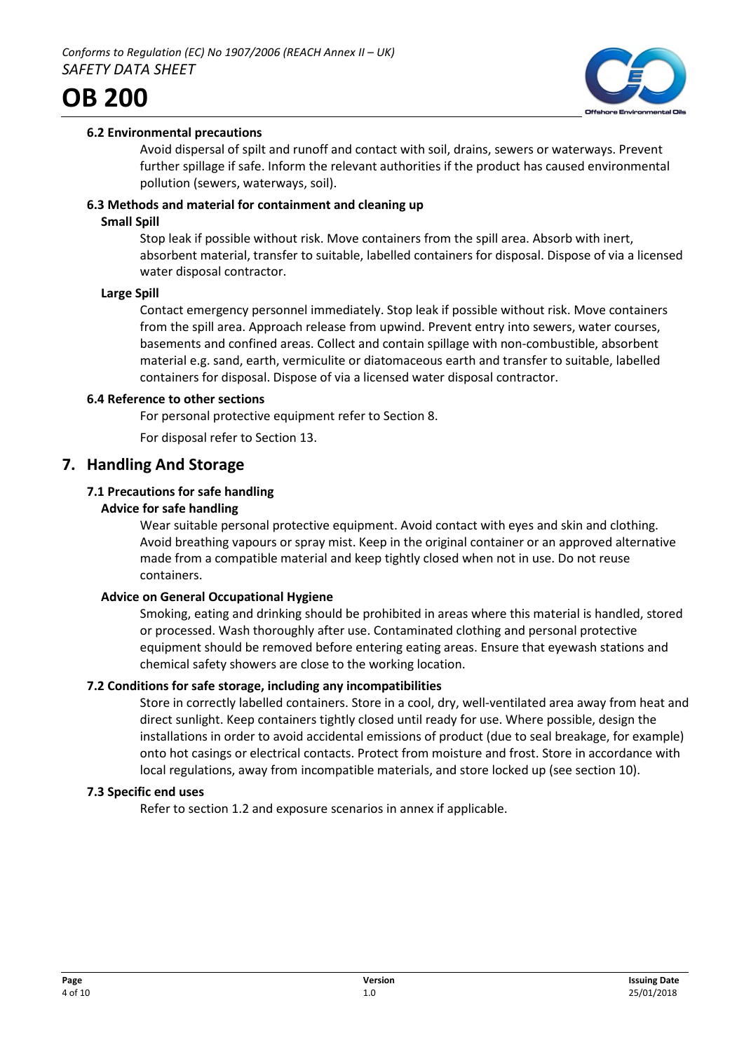#### 6.2 Environmental precautions

Avoid dispersal of spilt and runoff and contact with soil, drains, sewers or waterways. Prevent further spillage if safe. Inform the relevant authorities if the product has caused environmental pollution (sewers, waterways, soil).

#### 6.3 Methods and material for containment and cleaning up

**Small Spill**

Stop leak if possible without risk. Move containers from the spill area. Absorb with inert, absorbent material, transfer to suitable, labelled containers for disposal. Dispose of via a licensed water disposal contractor.

**Large Spill**

Contact emergency personnel immediately. Stop leak if possible without risk. Move containers from the spill area. Approach release from upwind. Prevent entry into sewers, water courses, basements and confined areas. Collect and contain spillage with non-combustible, absorbent material e.g. sand, earth, vermiculite or diatomaceous earth and transfer to suitable, labelled containers for disposal. Dispose of via a licensed water disposal contractor.

#### 6.4 Reference to other sections

For personal protective equipment refer to Section 8.

For disposal refer to Section 13.

## 7. Handling And Storage

#### 7.1 Precautions for safe handling

**Advice for safe handling**

Wear suitable personal protective equipment. Avoid contact with eyes and skin and clothing. Avoid breathing vapours or spray mist. Keep in the original container or an approved alternative made from a compatible material and keep tightly closed when not in use. Do not reuse containers.

**Advice on General Occupational Hygiene**

Smoking, eating and drinking should be prohibited in areas where this material is handled, stored or processed. Wash thoroughly after use. Contaminated clothing and personal protective equipment should be removed before entering eating areas. Ensure that eyewash stations and chemical safety showers are close to the working location.

#### 7.2 Conditions for safe storage, including any incompatibilities

Store in correctly labelled containers. Store in a cool, dry, well-ventilated area away from heat and direct sunlight. Keep containers tightly closed until ready for use. Where possible, design the installations in order to avoid accidental emissions of product (due to seal breakage, for example) onto hot casings or electrical contacts. Protect from moisture and frost. Store in accordance with local regulations, away from incompatible materials, and store locked up (see section 10).

#### 7.3 Specific end uses

Refer to section 1.2 and exposure scenarios in annex if applicable.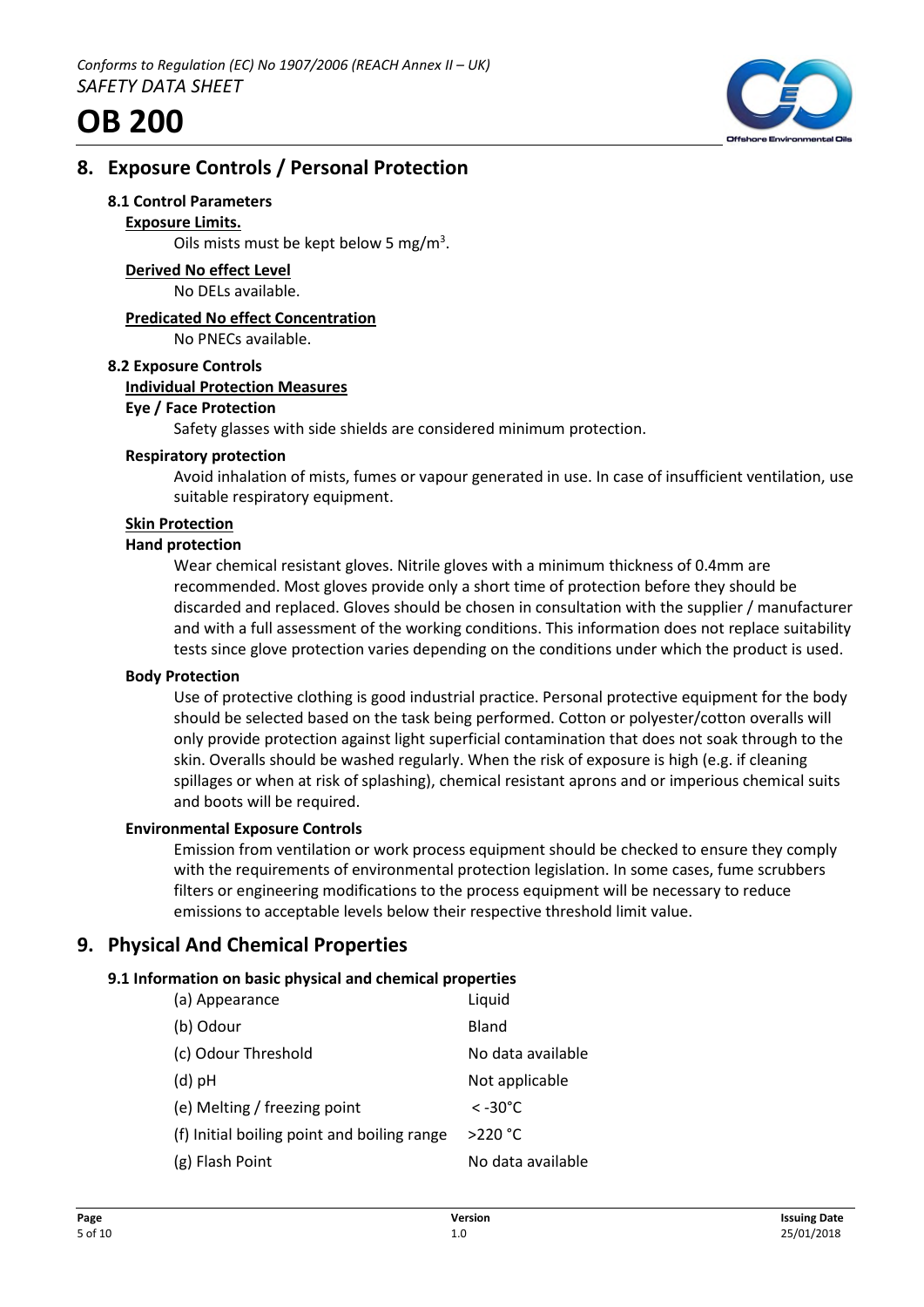## 8. Exposure Controls / Personal Protection

### 8.1 Control Parameters

**Exposure Limits.**

Oils mists must be kept below 5 mg/m$^3$.

**Derived No effect Level**

No DELs available.

**Predicated No effect Concentration**

No PNECs available.

### 8.2 Exposure Controls

**Individual Protection Measures**

**Eye / Face Protection**

Safety glasses with side shields are considered minimum protection.

**Respiratory protection**

Avoid inhalation of mists, fumes or vapour generated in use. In case of insufficient ventilation, use suitable respiratory equipment.

**Skin Protection**

**Hand protection**

Wear chemical resistant gloves. Nitrile gloves with a minimum thickness of 0.4mm are recommended. Most gloves provide only a short time of protection before they should be discarded and replaced. Gloves should be chosen in consultation with the supplier / manufacturer and with a full assessment of the working conditions. This information does not replace suitability tests since glove protection varies depending on the conditions under which the product is used.

**Body Protection**

Use of protective clothing is good industrial practice. Personal protective equipment for the body should be selected based on the task being performed. Cotton or polyester/cotton overalls will only provide protection against light superficial contamination that does not soak through to the skin. Overalls should be washed regularly. When the risk of exposure is high (e.g. if cleaning spillages or when at risk of splashing), chemical resistant aprons and or imperious chemical suits and boots will be required.

**Environmental Exposure Controls**

Emission from ventilation or work process equipment should be checked to ensure they comply with the requirements of environmental protection legislation. In some cases, fume scrubbers filters or engineering modifications to the process equipment will be necessary to reduce emissions to acceptable levels below their respective threshold limit value.

## 9. Physical And Chemical Properties

### 9.1 Information on basic physical and chemical properties

| | |
|---|---|
| (a) Appearance | Liquid |
| (b) Odour | Bland |
| (c) Odour Threshold | No data available |
| (d) pH | Not applicable |
| (e) Melting / freezing point | < -30°C |
| (f) Initial boiling point and boiling range | >220 °C |
| (g) Flash Point | No data available |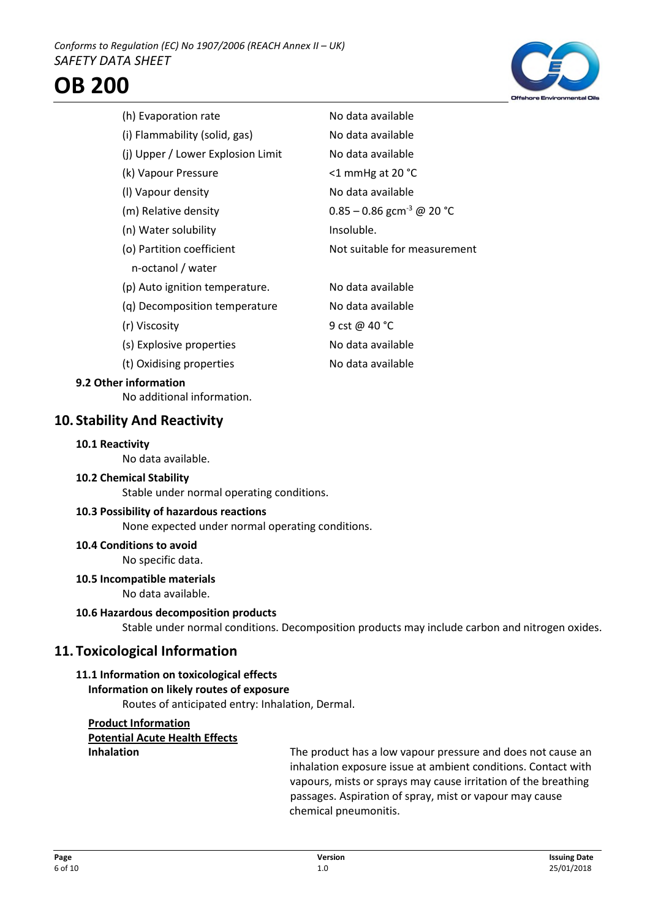| Property | Value |
|---|---|
| (h) Evaporation rate | No data available |
| (i) Flammability (solid, gas) | No data available |
| (j) Upper / Lower Explosion Limit | No data available |
| (k) Vapour Pressure | <1 mmHg at 20 °C |
| (l) Vapour density | No data available |
| (m) Relative density | 0.85 – 0.86 $gcm^{-3}$ @ 20 °C |
| (n) Water solubility | Insoluble. |
| (o) Partition coefficient n-octanol / water | Not suitable for measurement |
| (p) Auto ignition temperature. | No data available |
| (q) Decomposition temperature | No data available |
| (r) Viscosity | 9 cst @ 40 °C |
| (s) Explosive properties | No data available |
| (t) Oxidising properties | No data available |

### 9.2 Other information

No additional information.

## 10. Stability And Reactivity

### 10.1 Reactivity

No data available.

### 10.2 Chemical Stability

Stable under normal operating conditions.

### 10.3 Possibility of hazardous reactions

None expected under normal operating conditions.

### 10.4 Conditions to avoid

No specific data.

### 10.5 Incompatible materials

No data available.

### 10.6 Hazardous decomposition products

Stable under normal conditions. Decomposition products may include carbon and nitrogen oxides.

## 11. Toxicological Information

### 11.1 Information on toxicological effects

**Information on likely routes of exposure**

Routes of anticipated entry: Inhalation, Dermal.

**Product Information**

**Potential Acute Health Effects**

**Inhalation** — The product has a low vapour pressure and does not cause an inhalation exposure issue at ambient conditions. Contact with vapours, mists or sprays may cause irritation of the breathing passages. Aspiration of spray, mist or vapour may cause chemical pneumonitis.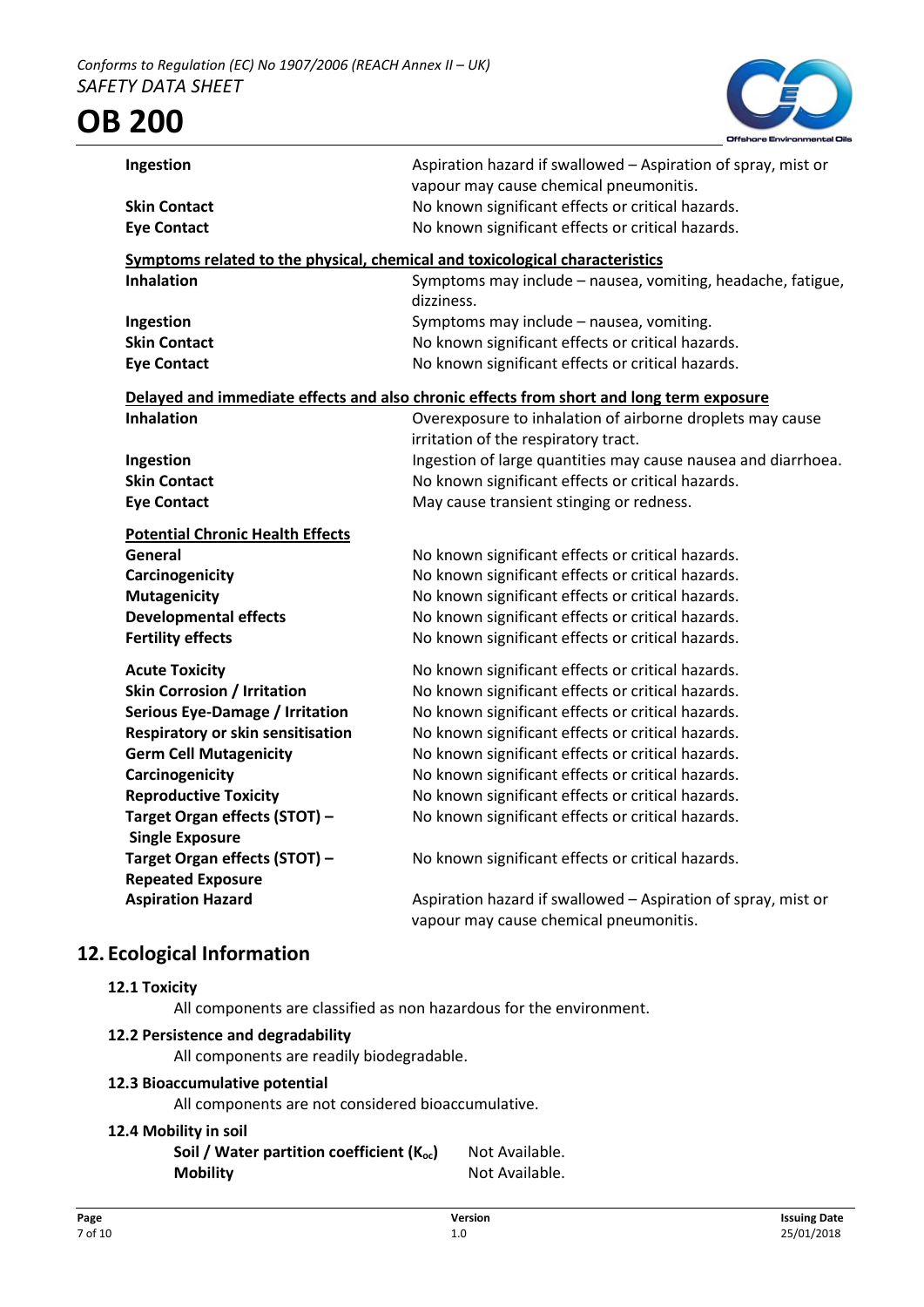| | |
|---|---|
| **Ingestion** | Aspiration hazard if swallowed – Aspiration of spray, mist or vapour may cause chemical pneumonitis. |
| **Skin Contact** | No known significant effects or critical hazards. |
| **Eye Contact** | No known significant effects or critical hazards. |

**Symptoms related to the physical, chemical and toxicological characteristics**

| | |
|---|---|
| **Inhalation** | Symptoms may include – nausea, vomiting, headache, fatigue, dizziness. |
| **Ingestion** | Symptoms may include – nausea, vomiting. |
| **Skin Contact** | No known significant effects or critical hazards. |
| **Eye Contact** | No known significant effects or critical hazards. |

**Delayed and immediate effects and also chronic effects from short and long term exposure**

| | |
|---|---|
| **Inhalation** | Overexposure to inhalation of airborne droplets may cause irritation of the respiratory tract. |
| **Ingestion** | Ingestion of large quantities may cause nausea and diarrhoea. |
| **Skin Contact** | No known significant effects or critical hazards. |
| **Eye Contact** | May cause transient stinging or redness. |

**Potential Chronic Health Effects**

| | |
|---|---|
| **General** | No known significant effects or critical hazards. |
| **Carcinogenicity** | No known significant effects or critical hazards. |
| **Mutagenicity** | No known significant effects or critical hazards. |
| **Developmental effects** | No known significant effects or critical hazards. |
| **Fertility effects** | No known significant effects or critical hazards. |

| | |
|---|---|
| **Acute Toxicity** | No known significant effects or critical hazards. |
| **Skin Corrosion / Irritation** | No known significant effects or critical hazards. |
| **Serious Eye-Damage / Irritation** | No known significant effects or critical hazards. |
| **Respiratory or skin sensitisation** | No known significant effects or critical hazards. |
| **Germ Cell Mutagenicity** | No known significant effects or critical hazards. |
| **Carcinogenicity** | No known significant effects or critical hazards. |
| **Reproductive Toxicity** | No known significant effects or critical hazards. |
| **Target Organ effects (STOT) – Single Exposure** | No known significant effects or critical hazards. |
| **Target Organ effects (STOT) – Repeated Exposure** | No known significant effects or critical hazards. |
| **Aspiration Hazard** | Aspiration hazard if swallowed – Aspiration of spray, mist or vapour may cause chemical pneumonitis. |

## 12. Ecological Information

### 12.1 Toxicity

All components are classified as non hazardous for the environment.

### 12.2 Persistence and degradability

All components are readily biodegradable.

### 12.3 Bioaccumulative potential

All components are not considered bioaccumulative.

### 12.4 Mobility in soil

| | |
|---|---|
| **Soil / Water partition coefficient ($K_{oc}$)** | Not Available. |
| **Mobility** | Not Available. |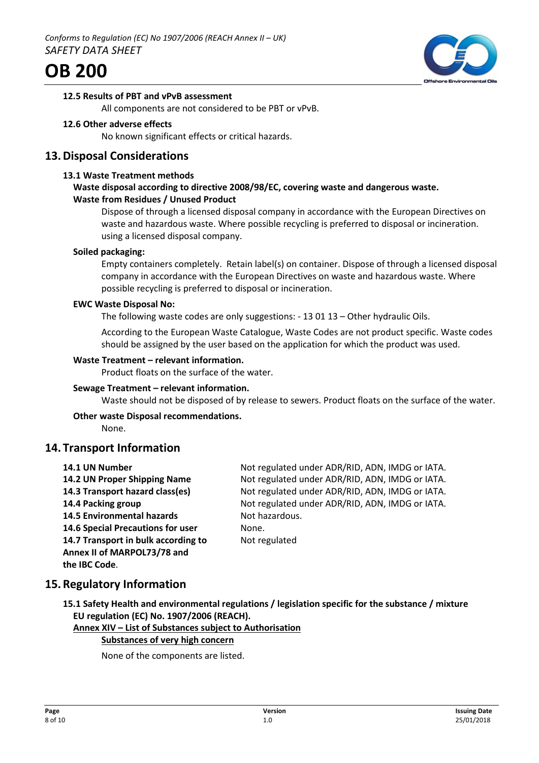#### 12.5 Results of PBT and vPvB assessment

All components are not considered to be PBT or vPvB.

#### 12.6 Other adverse effects

No known significant effects or critical hazards.

## 13. Disposal Considerations

#### 13.1 Waste Treatment methods

**Waste disposal according to directive 2008/98/EC, covering waste and dangerous waste.**

**Waste from Residues / Unused Product**

Dispose of through a licensed disposal company in accordance with the European Directives on waste and hazardous waste. Where possible recycling is preferred to disposal or incineration. using a licensed disposal company.

**Soiled packaging:**

Empty containers completely. Retain label(s) on container. Dispose of through a licensed disposal company in accordance with the European Directives on waste and hazardous waste. Where possible recycling is preferred to disposal or incineration.

**EWC Waste Disposal No:**

The following waste codes are only suggestions: - 13 01 13 – Other hydraulic Oils.

According to the European Waste Catalogue, Waste Codes are not product specific. Waste codes should be assigned by the user based on the application for which the product was used.

**Waste Treatment – relevant information.**

Product floats on the surface of the water.

**Sewage Treatment – relevant information.**

Waste should not be disposed of by release to sewers. Product floats on the surface of the water.

**Other waste Disposal recommendations.**

None.

## 14. Transport Information

| | |
|---|---|
| **14.1 UN Number** | Not regulated under ADR/RID, ADN, IMDG or IATA. |
| **14.2 UN Proper Shipping Name** | Not regulated under ADR/RID, ADN, IMDG or IATA. |
| **14.3 Transport hazard class(es)** | Not regulated under ADR/RID, ADN, IMDG or IATA. |
| **14.4 Packing group** | Not regulated under ADR/RID, ADN, IMDG or IATA. |
| **14.5 Environmental hazards** | Not hazardous. |
| **14.6 Special Precautions for user** | None. |
| **14.7 Transport in bulk according to Annex II of MARPOL73/78 and the IBC Code**. | Not regulated |

## 15. Regulatory Information

**15.1 Safety Health and environmental regulations / legislation specific for the substance / mixture EU regulation (EC) No. 1907/2006 (REACH).**

**Annex XIV – List of Substances subject to Authorisation**

**Substances of very high concern**

None of the components are listed.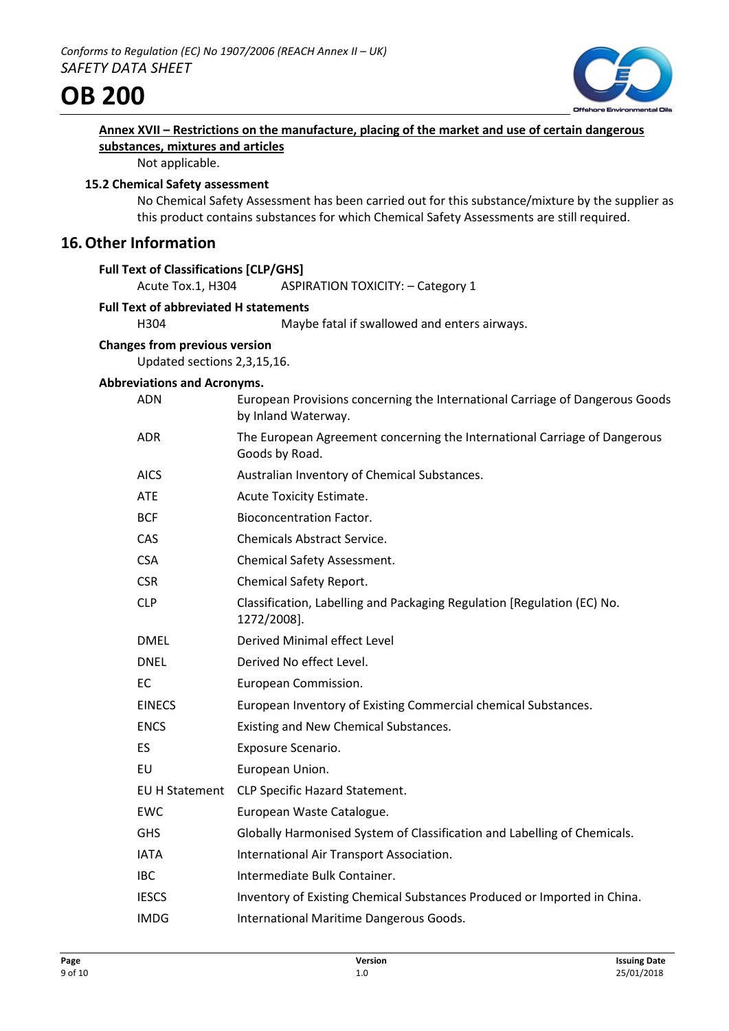**Annex XVII – Restrictions on the manufacture, placing of the market and use of certain dangerous substances, mixtures and articles**

Not applicable.

### 15.2 Chemical Safety assessment

No Chemical Safety Assessment has been carried out for this substance/mixture by the supplier as this product contains substances for which Chemical Safety Assessments are still required.

## 16. Other Information

**Full Text of Classifications [CLP/GHS]**

Acute Tox.1, H304 ASPIRATION TOXICITY: – Category 1

**Full Text of abbreviated H statements**

H304 Maybe fatal if swallowed and enters airways.

**Changes from previous version**

Updated sections 2,3,15,16.

**Abbreviations and Acronyms.**

| | |
|---|---|
| ADN | European Provisions concerning the International Carriage of Dangerous Goods by Inland Waterway. |
| ADR | The European Agreement concerning the International Carriage of Dangerous Goods by Road. |
| AICS | Australian Inventory of Chemical Substances. |
| ATE | Acute Toxicity Estimate. |
| BCF | Bioconcentration Factor. |
| CAS | Chemicals Abstract Service. |
| CSA | Chemical Safety Assessment. |
| CSR | Chemical Safety Report. |
| CLP | Classification, Labelling and Packaging Regulation [Regulation (EC) No. 1272/2008]. |
| DMEL | Derived Minimal effect Level |
| DNEL | Derived No effect Level. |
| EC | European Commission. |
| EINECS | European Inventory of Existing Commercial chemical Substances. |
| ENCS | Existing and New Chemical Substances. |
| ES | Exposure Scenario. |
| EU | European Union. |
| EU H Statement | CLP Specific Hazard Statement. |
| EWC | European Waste Catalogue. |
| GHS | Globally Harmonised System of Classification and Labelling of Chemicals. |
| IATA | International Air Transport Association. |
| IBC | Intermediate Bulk Container. |
| IESCS | Inventory of Existing Chemical Substances Produced or Imported in China. |
| IMDG | International Maritime Dangerous Goods. |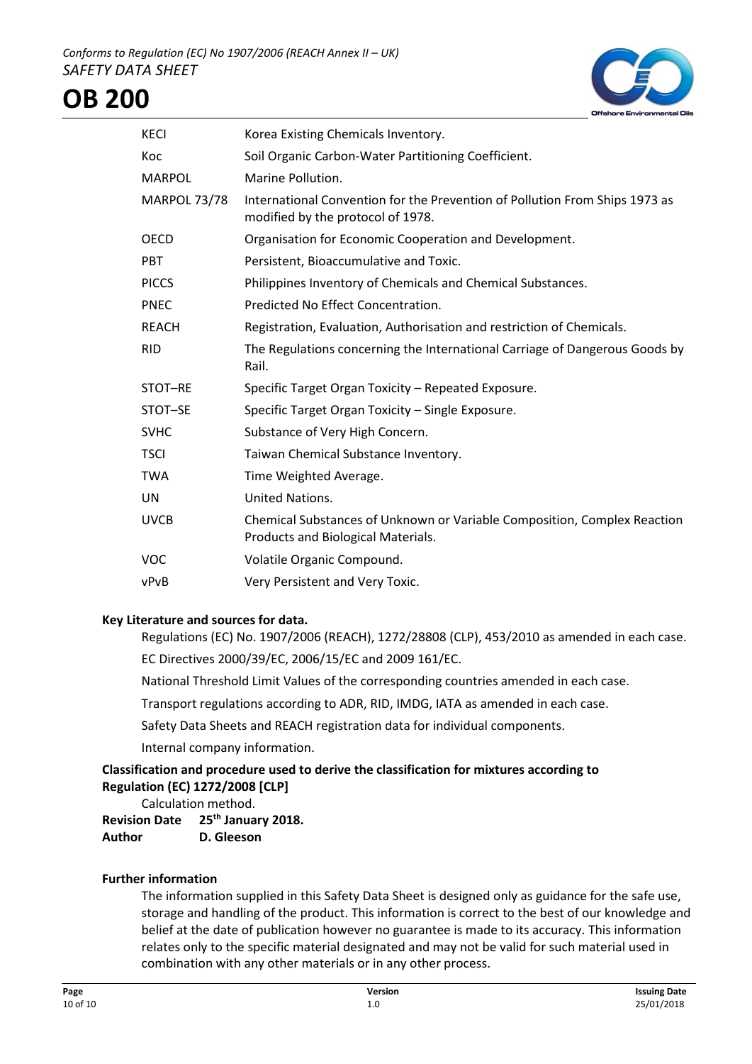| | |
|---|---|
| KECI | Korea Existing Chemicals Inventory. |
| Koc | Soil Organic Carbon-Water Partitioning Coefficient. |
| MARPOL | Marine Pollution. |
| MARPOL 73/78 | International Convention for the Prevention of Pollution From Ships 1973 as modified by the protocol of 1978. |
| OECD | Organisation for Economic Cooperation and Development. |
| PBT | Persistent, Bioaccumulative and Toxic. |
| PICCS | Philippines Inventory of Chemicals and Chemical Substances. |
| PNEC | Predicted No Effect Concentration. |
| REACH | Registration, Evaluation, Authorisation and restriction of Chemicals. |
| RID | The Regulations concerning the International Carriage of Dangerous Goods by Rail. |
| STOT–RE | Specific Target Organ Toxicity – Repeated Exposure. |
| STOT–SE | Specific Target Organ Toxicity – Single Exposure. |
| SVHC | Substance of Very High Concern. |
| TSCI | Taiwan Chemical Substance Inventory. |
| TWA | Time Weighted Average. |
| UN | United Nations. |
| UVCB | Chemical Substances of Unknown or Variable Composition, Complex Reaction Products and Biological Materials. |
| VOC | Volatile Organic Compound. |
| vPvB | Very Persistent and Very Toxic. |

**Key Literature and sources for data.**

Regulations (EC) No. 1907/2006 (REACH), 1272/28808 (CLP), 453/2010 as amended in each case.

EC Directives 2000/39/EC, 2006/15/EC and 2009 161/EC.

National Threshold Limit Values of the corresponding countries amended in each case.

Transport regulations according to ADR, RID, IMDG, IATA as amended in each case.

Safety Data Sheets and REACH registration data for individual components.

Internal company information.

**Classification and procedure used to derive the classification for mixtures according to Regulation (EC) 1272/2008 [CLP]**

Calculation method.

**Revision Date** **25th January 2018.**

**Author** **D. Gleeson**

**Further information**

The information supplied in this Safety Data Sheet is designed only as guidance for the safe use, storage and handling of the product. This information is correct to the best of our knowledge and belief at the date of publication however no guarantee is made to its accuracy. This information relates only to the specific material designated and may not be valid for such material used in combination with any other materials or in any other process.